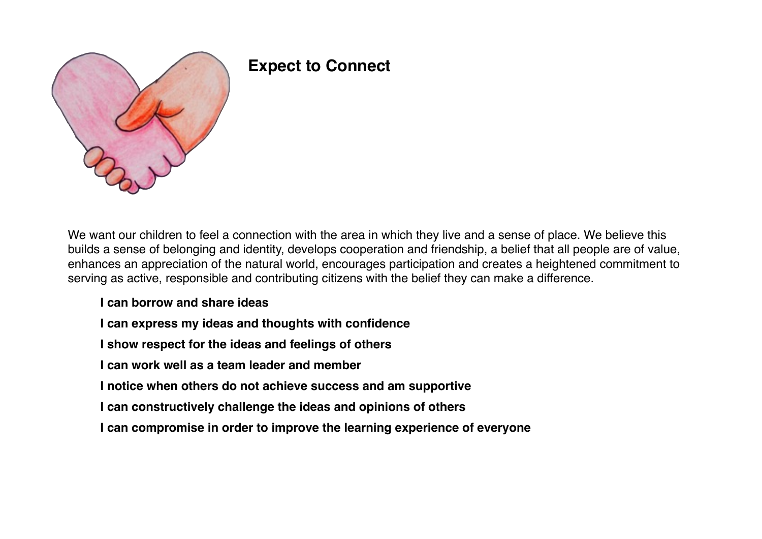# Expect to Connect

We want our children to feel a connection with the area in which they live and a sense of place. We believe this builds a sense of belonging and identity, develops cooperation and friendship, a belief that all people are of value, enhances an appreciation of the natural world, encourages participation and creates a heightened commitment to serving as active, responsible and contributing citizens with the belief they can make a difference.

**I can borrow and share ideas**

**I can express my ideas and thoughts with confidence**

**I show respect for the ideas and feelings of others**

**I can work well as a team leader and member**

**I notice when others do not achieve success and am supportive**

**I can constructively challenge the ideas and opinions of others**

**I can compromise in order to improve the learning experience of everyone**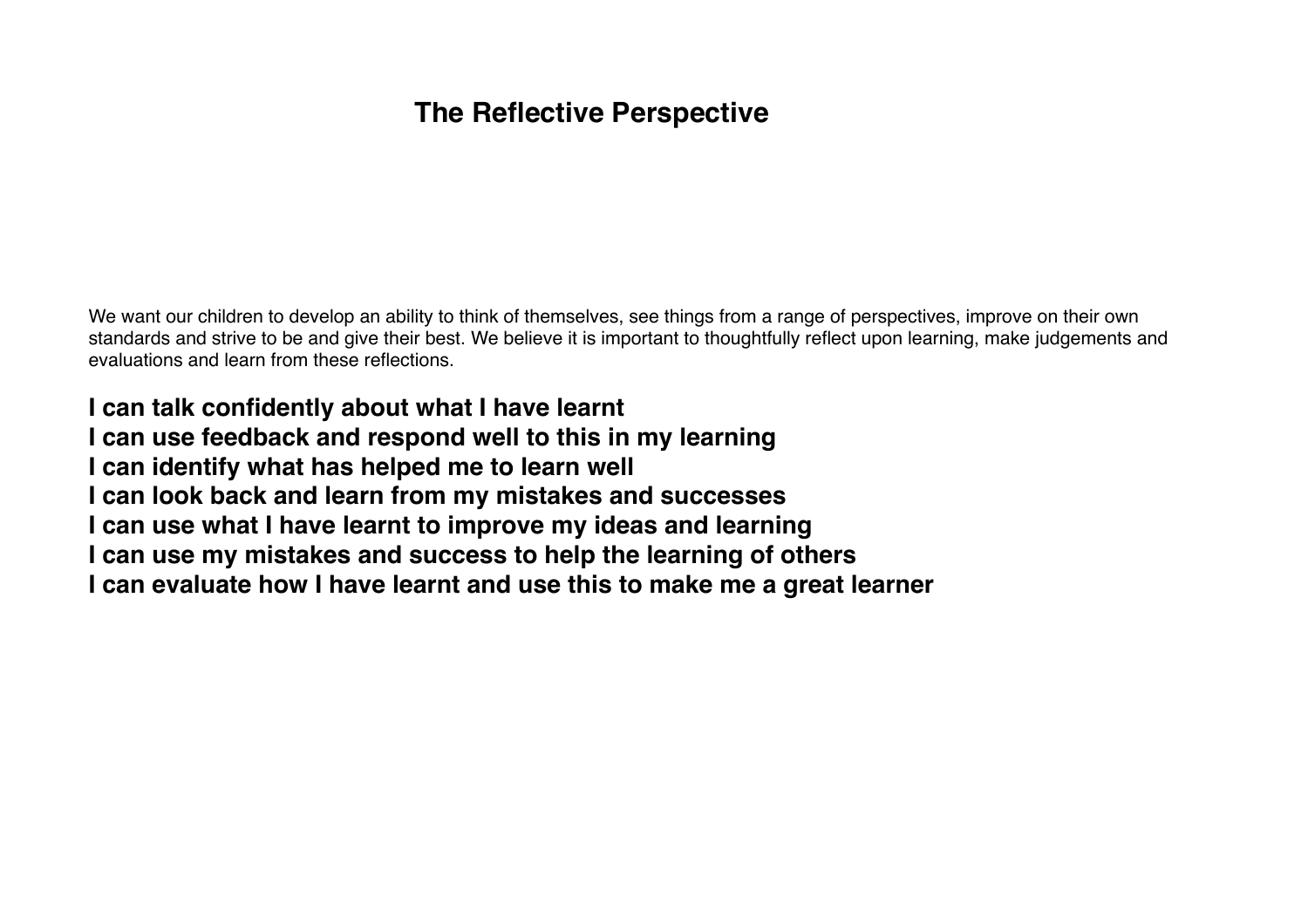# The Reflective Perspective

We want our children to develop an ability to think of themselves, see things from a range of perspectives, improve on their own standards and strive to be and give their best. We believe it is important to thoughtfully reflect upon learning, make judgements and evaluations and learn from these reflections.

**I can talk confidently about what I have learnt**
**I can use feedback and respond well to this in my learning**
**I can identify what has helped me to learn well**
**I can look back and learn from my mistakes and successes**
**I can use what I have learnt to improve my ideas and learning**
**I can use my mistakes and success to help the learning of others**
**I can evaluate how I have learnt and use this to make me a great learner**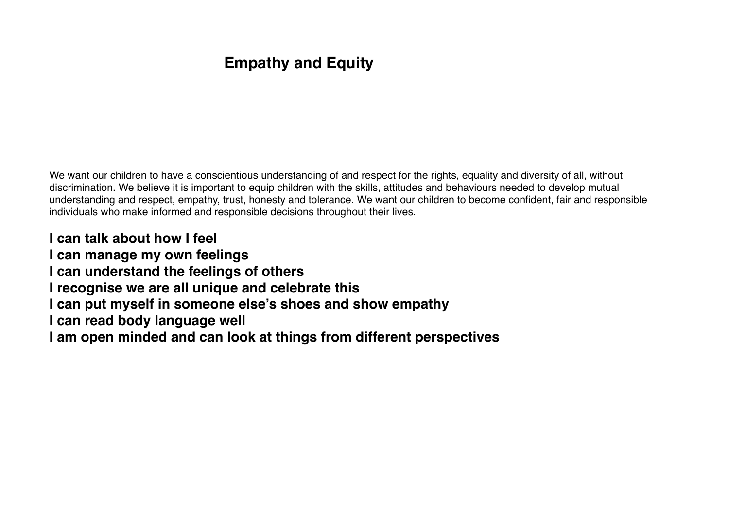# Empathy and Equity

We want our children to have a conscientious understanding of and respect for the rights, equality and diversity of all, without discrimination. We believe it is important to equip children with the skills, attitudes and behaviours needed to develop mutual understanding and respect, empathy, trust, honesty and tolerance. We want our children to become confident, fair and responsible individuals who make informed and responsible decisions throughout their lives.

**I can talk about how I feel**
**I can manage my own feelings**
**I can understand the feelings of others**
**I recognise we are all unique and celebrate this**
**I can put myself in someone else's shoes and show empathy**
**I can read body language well**
**I am open minded and can look at things from different perspectives**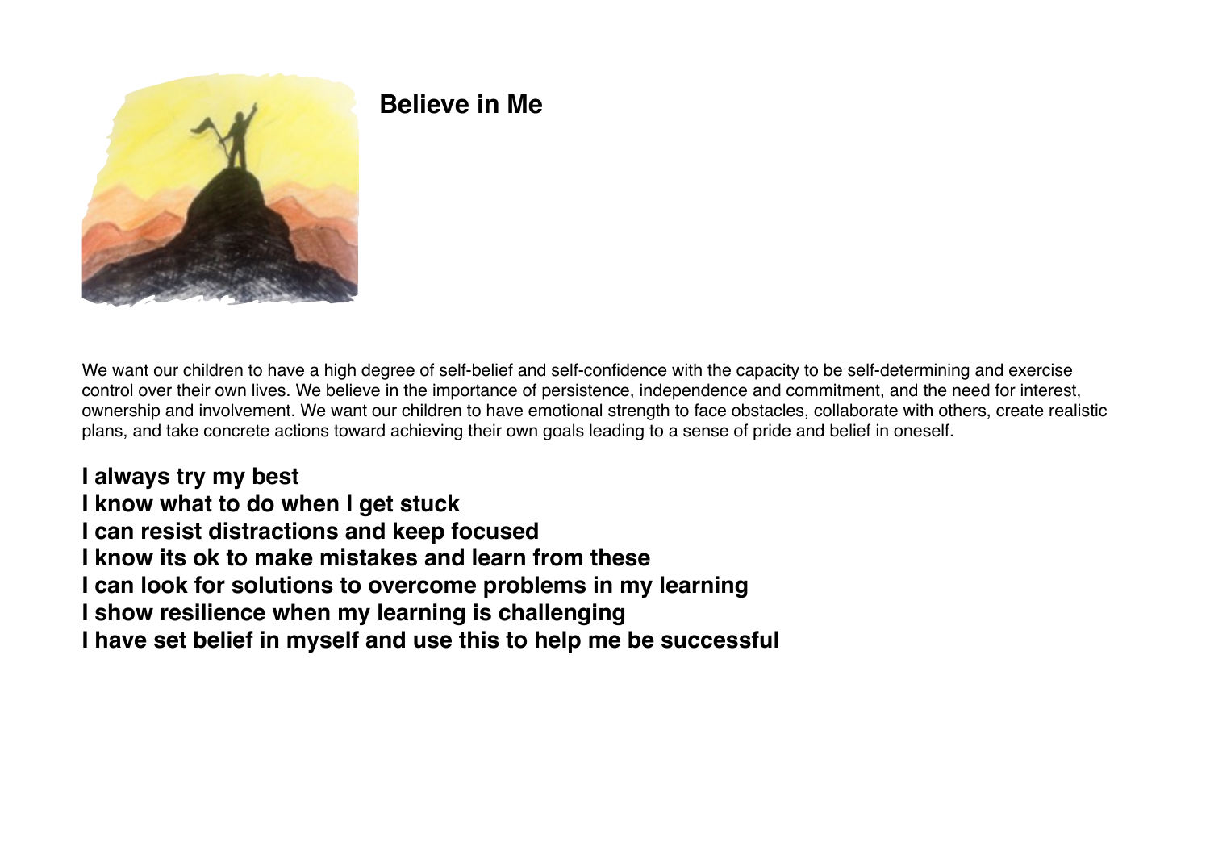# Believe in Me

We want our children to have a high degree of self-belief and self-confidence with the capacity to be self-determining and exercise control over their own lives. We believe in the importance of persistence, independence and commitment, and the need for interest, ownership and involvement. We want our children to have emotional strength to face obstacles, collaborate with others, create realistic plans, and take concrete actions toward achieving their own goals leading to a sense of pride and belief in oneself.

**I always try my best**
**I know what to do when I get stuck**
**I can resist distractions and keep focused**
**I know its ok to make mistakes and learn from these**
**I can look for solutions to overcome problems in my learning**
**I show resilience when my learning is challenging**
**I have set belief in myself and use this to help me be successful**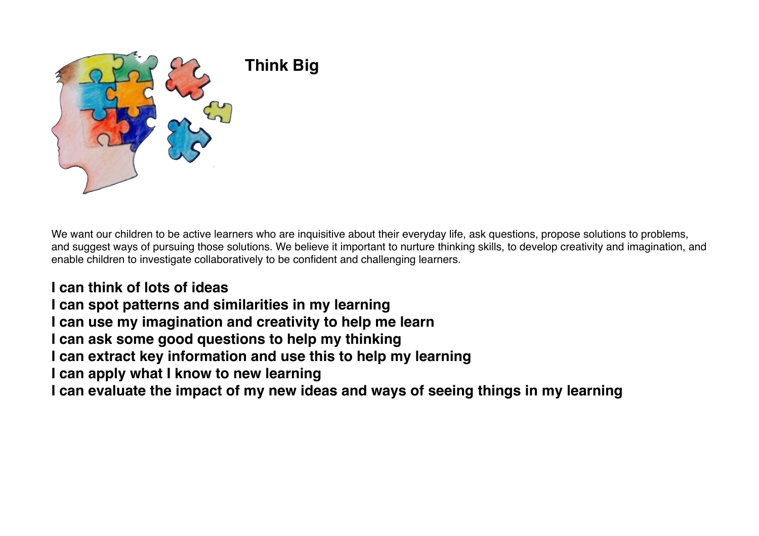## Think Big

We want our children to be active learners who are inquisitive about their everyday life, ask questions, propose solutions to problems, and suggest ways of pursuing those solutions. We believe it important to nurture thinking skills, to develop creativity and imagination, and enable children to investigate collaboratively to be confident and challenging learners.

**I can think of lots of ideas**
**I can spot patterns and similarities in my learning**
**I can use my imagination and creativity to help me learn**
**I can ask some good questions to help my thinking**
**I can extract key information and use this to help my learning**
**I can apply what I know to new learning**
**I can evaluate the impact of my new ideas and ways of seeing things in my learning**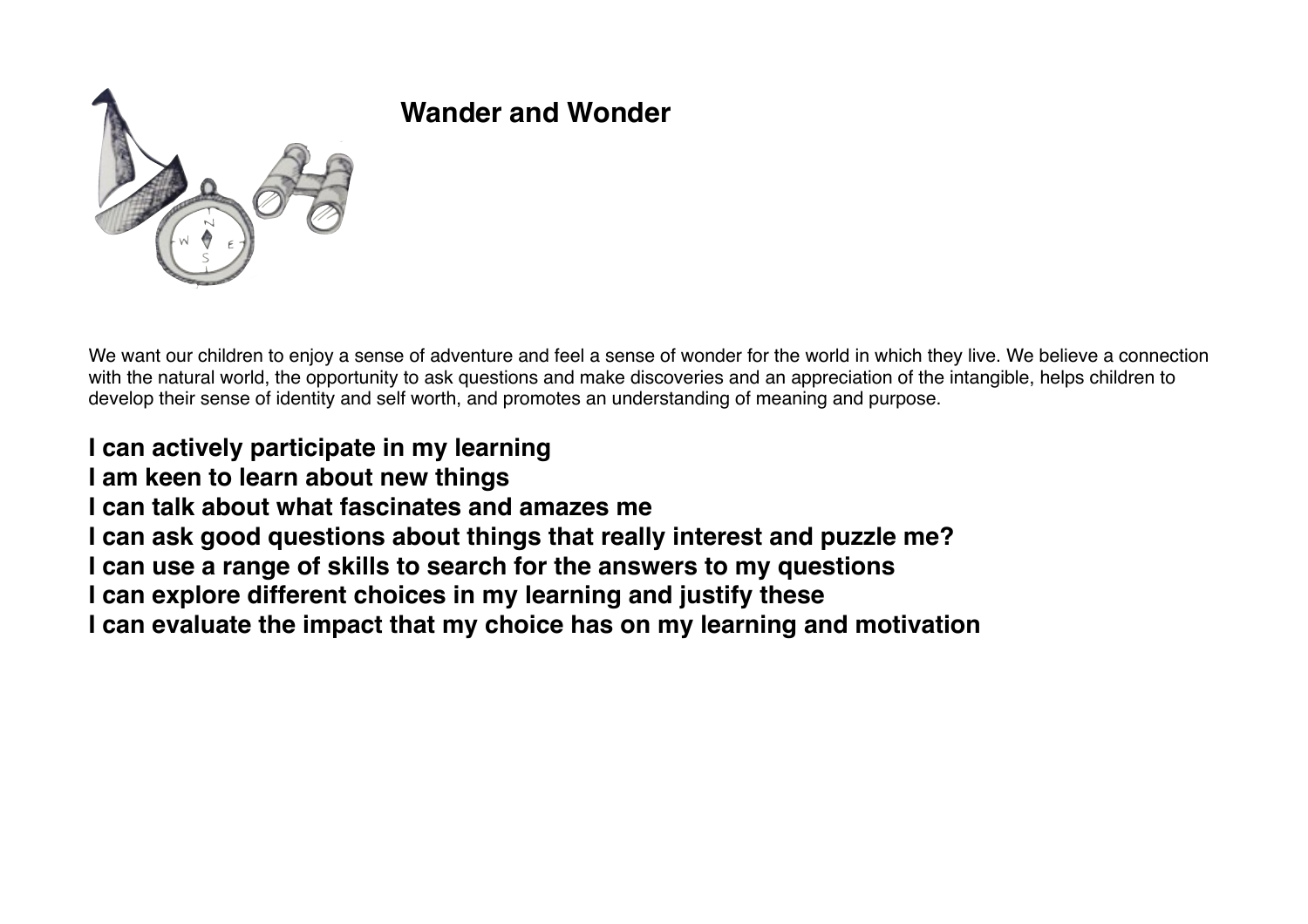## Wander and Wonder

We want our children to enjoy a sense of adventure and feel a sense of wonder for the world in which they live. We believe a connection with the natural world, the opportunity to ask questions and make discoveries and an appreciation of the intangible, helps children to develop their sense of identity and self worth, and promotes an understanding of meaning and purpose.

**I can actively participate in my learning**
**I am keen to learn about new things**
**I can talk about what fascinates and amazes me**
**I can ask good questions about things that really interest and puzzle me?**
**I can use a range of skills to search for the answers to my questions**
**I can explore different choices in my learning and justify these**
**I can evaluate the impact that my choice has on my learning and motivation**